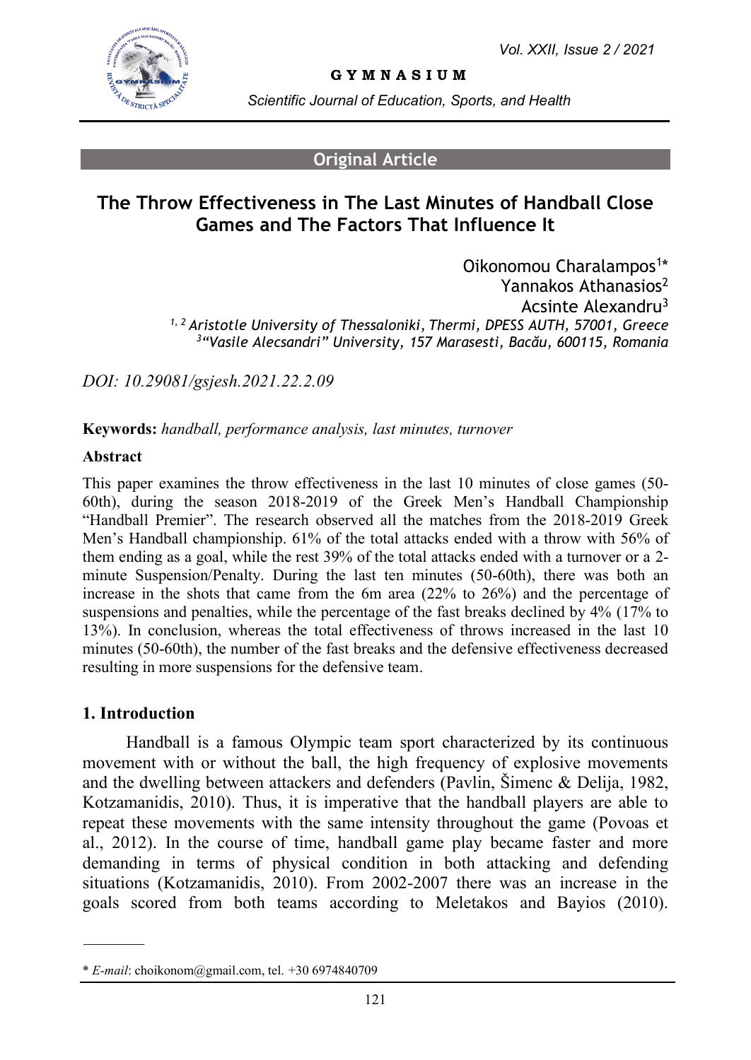**Original Article**

# The Throw Effectiveness in The Last Minutes of Handball Close Games and The Factors That Influence It

Oikonomou Charalampos[1*]
Yannakos Athanasios[2]
Acsinte Alexandru[3]

[1, 2] *Aristotle University of Thessaloniki, Thermi, DPESS AUTH, 57001, Greece*
[3] *"Vasile Alecsandri" University, 157 Marasesti, Bacău, 600115, Romania*

*DOI: 10.29081/gsjesh.2021.22.2.09*

**Keywords:** *handball, performance analysis, last minutes, turnover*

**Abstract**

This paper examines the throw effectiveness in the last 10 minutes of close games (50-60th), during the season 2018-2019 of the Greek Men's Handball Championship "Handball Premier". The research observed all the matches from the 2018-2019 Greek Men's Handball championship. 61% of the total attacks ended with a throw with 56% of them ending as a goal, while the rest 39% of the total attacks ended with a turnover or a 2-minute Suspension/Penalty. During the last ten minutes (50-60th), there was both an increase in the shots that came from the 6m area (22% to 26%) and the percentage of suspensions and penalties, while the percentage of the fast breaks declined by 4% (17% to 13%). In conclusion, whereas the total effectiveness of throws increased in the last 10 minutes (50-60th), the number of the fast breaks and the defensive effectiveness decreased resulting in more suspensions for the defensive team.

## 1. Introduction

Handball is a famous Olympic team sport characterized by its continuous movement with or without the ball, the high frequency of explosive movements and the dwelling between attackers and defenders (Pavlin, Šimenc & Delija, 1982, Kotzamanidis, 2010). Thus, it is imperative that the handball players are able to repeat these movements with the same intensity throughout the game (Povoas et al., 2012). In the course of time, handball game play became faster and more demanding in terms of physical condition in both attacking and defending situations (Kotzamanidis, 2010). From 2002-2007 there was an increase in the goals scored from both teams according to Meletakos and Bayios (2010).

---

\* *E-mail*: choikonom@gmail.com, tel. +30 6974840709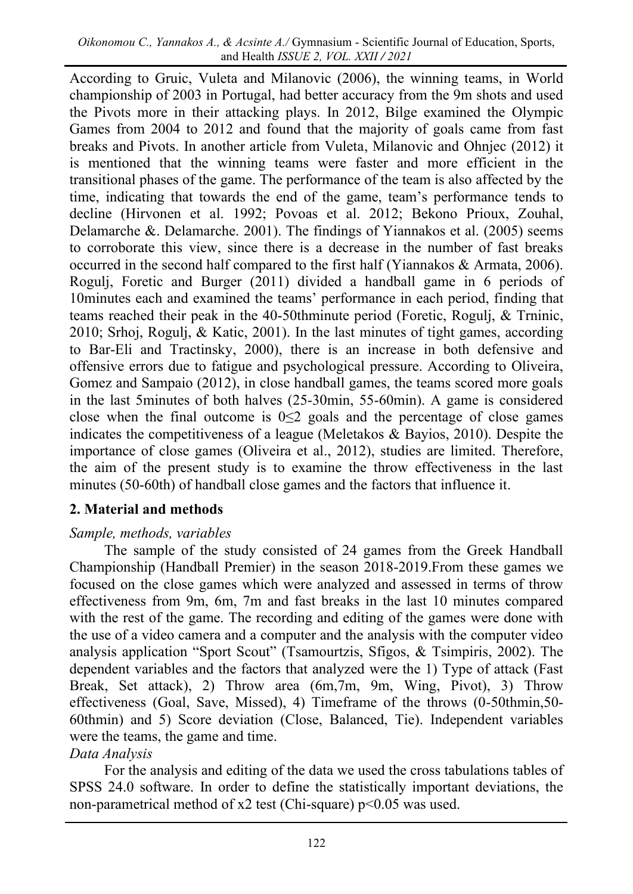According to Gruic, Vuleta and Milanovic (2006), the winning teams, in World championship of 2003 in Portugal, had better accuracy from the 9m shots and used the Pivots more in their attacking plays. In 2012, Bilge examined the Olympic Games from 2004 to 2012 and found that the majority of goals came from fast breaks and Pivots. In another article from Vuleta, Milanovic and Ohnjec (2012) it is mentioned that the winning teams were faster and more efficient in the transitional phases of the game. The performance of the team is also affected by the time, indicating that towards the end of the game, team's performance tends to decline (Hirvonen et al. 1992; Povoas et al. 2012; Bekono Prioux, Zouhal, Delamarche &. Delamarche. 2001). The findings of Yiannakos et al. (2005) seems to corroborate this view, since there is a decrease in the number of fast breaks occurred in the second half compared to the first half (Yiannakos & Armata, 2006). Rogulj, Foretic and Burger (2011) divided a handball game in 6 periods of 10minutes each and examined the teams' performance in each period, finding that teams reached their peak in the 40-50thminute period (Foretic, Rogulj, & Trninic, 2010; Srhoj, Rogulj, & Katic, 2001). In the last minutes of tight games, according to Bar-Eli and Tractinsky, 2000), there is an increase in both defensive and offensive errors due to fatigue and psychological pressure. According to Oliveira, Gomez and Sampaio (2012), in close handball games, the teams scored more goals in the last 5minutes of both halves (25-30min, 55-60min). A game is considered close when the final outcome is $0 \leq 2$ goals and the percentage of close games indicates the competitiveness of a league (Meletakos & Bayios, 2010). Despite the importance of close games (Oliveira et al., 2012), studies are limited. Therefore, the aim of the present study is to examine the throw effectiveness in the last minutes (50-60th) of handball close games and the factors that influence it.

## 2. Material and methods

*Sample, methods, variables*

The sample of the study consisted of 24 games from the Greek Handball Championship (Handball Premier) in the season 2018-2019.From these games we focused on the close games which were analyzed and assessed in terms of throw effectiveness from 9m, 6m, 7m and fast breaks in the last 10 minutes compared with the rest of the game. The recording and editing of the games were done with the use of a video camera and a computer and the analysis with the computer video analysis application "Sport Scout" (Tsamourtzis, Sfigos, & Tsimpiris, 2002). The dependent variables and the factors that analyzed were the 1) Type of attack (Fast Break, Set attack), 2) Throw area (6m,7m, 9m, Wing, Pivot), 3) Throw effectiveness (Goal, Save, Missed), 4) Timeframe of the throws (0-50thmin,50-60thmin) and 5) Score deviation (Close, Balanced, Tie). Independent variables were the teams, the game and time.

*Data Analysis*

For the analysis and editing of the data we used the cross tabulations tables of SPSS 24.0 software. In order to define the statistically important deviations, the non-parametrical method of $x2$ test (Chi-square) $p<0.05$ was used.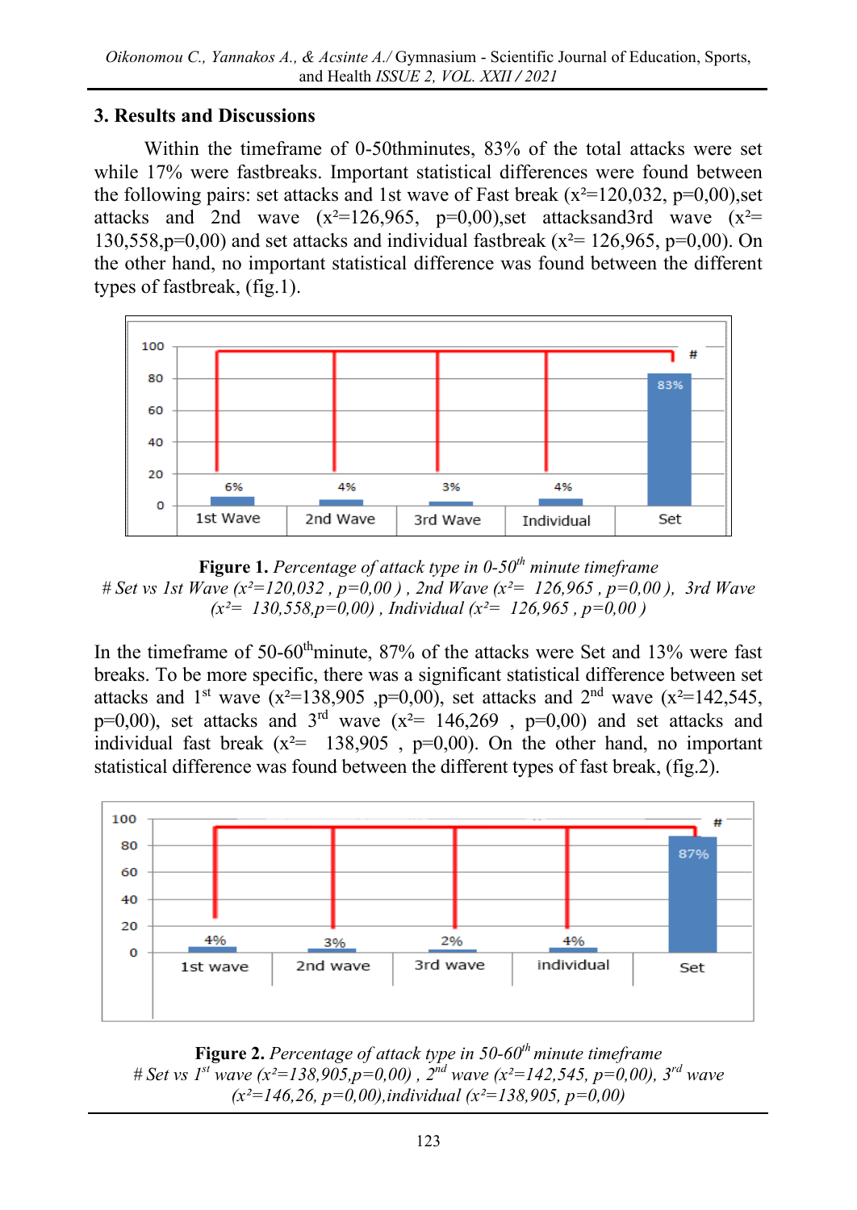## 3. Results and Discussions

Within the timeframe of 0-50thminutes, 83% of the total attacks were set while 17% were fastbreaks. Important statistical differences were found between the following pairs: set attacks and 1st wave of Fast break ($x^2$=120,032, p=0,00),set attacks and 2nd wave ($x^2$=126,965, p=0,00),set attacksand3rd wave ($x^2$= 130,558,p=0,00) and set attacks and individual fastbreak ($x^2$= 126,965, p=0,00). On the other hand, no important statistical difference was found between the different types of fastbreak, (fig.1).

**Figure 1.** *Percentage of attack type in 0-50th minute timeframe*
*# Set vs 1st Wave ($x^2$=120,032 , p=0,00 ) , 2nd Wave ($x^2$= 126,965 , p=0,00 ), 3rd Wave ($x^2$= 130,558,p=0,00) , Individual ($x^2$= 126,965 , p=0,00 )*

In the timeframe of 50-60thminute, 87% of the attacks were Set and 13% were fast breaks. To be more specific, there was a significant statistical difference between set attacks and 1st wave ($x^2$=138,905 ,p=0,00), set attacks and 2nd wave ($x^2$=142,545, p=0,00), set attacks and 3rd wave ($x^2$= 146,269 , p=0,00) and set attacks and individual fast break ($x^2$= 138,905 , p=0,00). On the other hand, no important statistical difference was found between the different types of fast break, (fig.2).

**Figure 2.** *Percentage of attack type in 50-60th minute timeframe*
*# Set vs 1st wave ($x^2$=138,905,p=0,00) , 2nd wave ($x^2$=142,545, p=0,00), 3rd wave ($x^2$=146,26, p=0,00),individual ($x^2$=138,905, p=0,00)*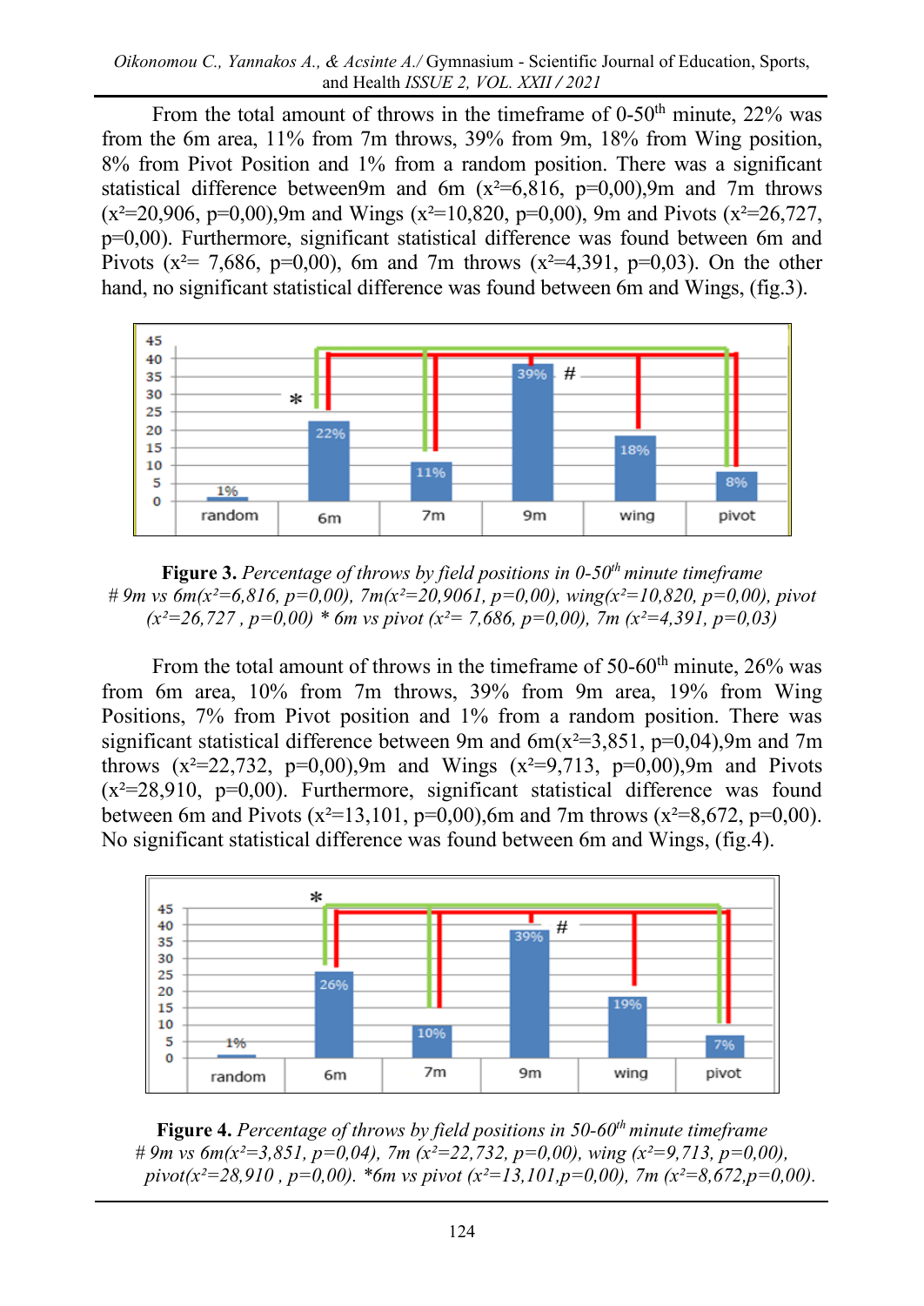From the total amount of throws in the timeframe of 0-50th minute, 22% was from the 6m area, 11% from 7m throws, 39% from 9m, 18% from Wing position, 8% from Pivot Position and 1% from a random position. There was a significant statistical difference between9m and 6m ($x^2$=6,816, p=0,00),9m and 7m throws ($x^2$=20,906, p=0,00),9m and Wings ($x^2$=10,820, p=0,00), 9m and Pivots ($x^2$=26,727, p=0,00). Furthermore, significant statistical difference was found between 6m and Pivots ($x^2$= 7,686, p=0,00), 6m and 7m throws ($x^2$=4,391, p=0,03). On the other hand, no significant statistical difference was found between 6m and Wings, (fig.3).

**Figure 3.** *Percentage of throws by field positions in 0-50th minute timeframe*
*# 9m vs 6m($x^2$=6,816, p=0,00), 7m($x^2$=20,9061, p=0,00), wing($x^2$=10,820, p=0,00), pivot ($x^2$=26,727 , p=0,00) * 6m vs pivot ($x^2$= 7,686, p=0,00), 7m ($x^2$=4,391, p=0,03)*

From the total amount of throws in the timeframe of 50-60th minute, 26% was from 6m area, 10% from 7m throws, 39% from 9m area, 19% from Wing Positions, 7% from Pivot position and 1% from a random position. There was significant statistical difference between 9m and 6m($x^2$=3,851, p=0,04),9m and 7m throws ($x^2$=22,732, p=0,00),9m and Wings ($x^2$=9,713, p=0,00),9m and Pivots ($x^2$=28,910, p=0,00). Furthermore, significant statistical difference was found between 6m and Pivots ($x^2$=13,101, p=0,00),6m and 7m throws ($x^2$=8,672, p=0,00). No significant statistical difference was found between 6m and Wings, (fig.4).

**Figure 4.** *Percentage of throws by field positions in 50-60th minute timeframe*
*# 9m vs 6m($x^2$=3,851, p=0,04), 7m ($x^2$=22,732, p=0,00), wing ($x^2$=9,713, p=0,00), pivot($x^2$=28,910 , p=0,00). *6m vs pivot ($x^2$=13,101,p=0,00), 7m ($x^2$=8,672,p=0,00).*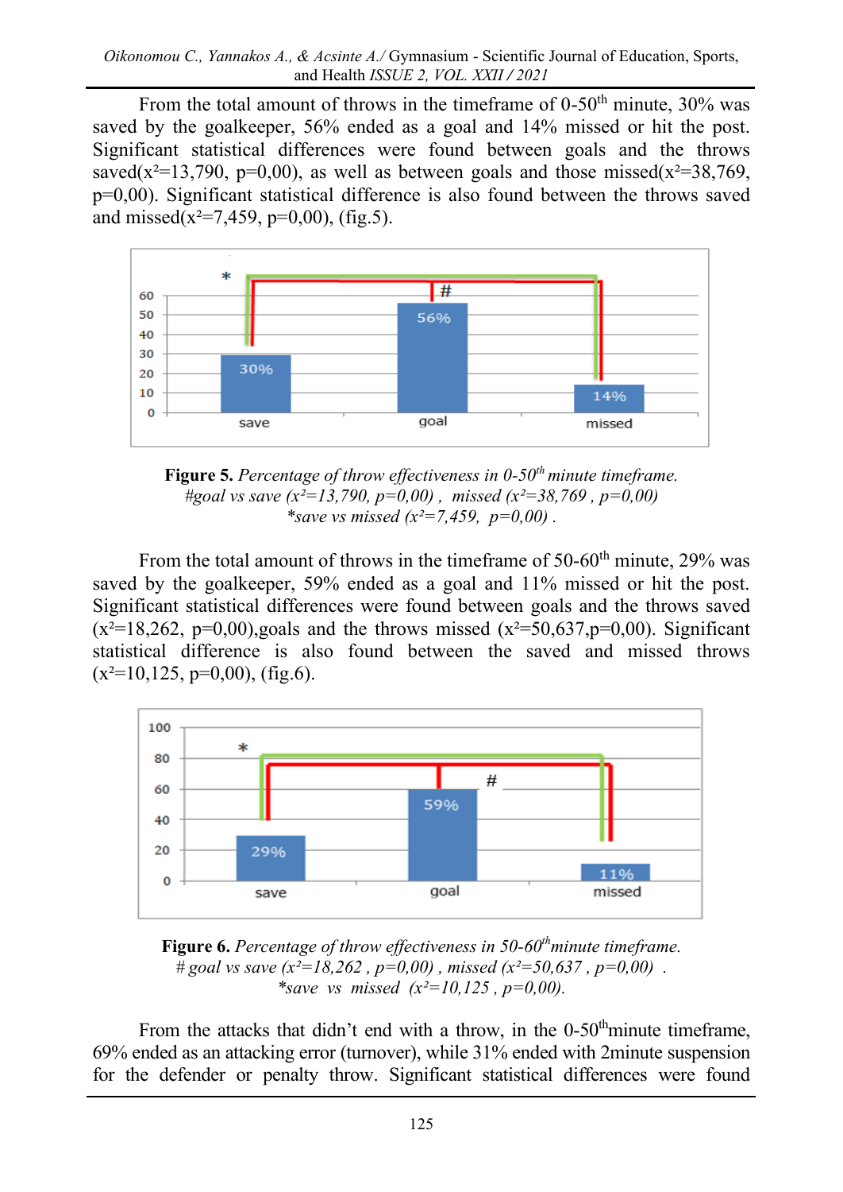From the total amount of throws in the timeframe of 0-50[th] minute, 30% was saved by the goalkeeper, 56% ended as a goal and 14% missed or hit the post. Significant statistical differences were found between goals and the throws saved($x^2$=13,790, p=0,00), as well as between goals and those missed($x^2$=38,769, p=0,00). Significant statistical difference is also found between the throws saved and missed($x^2$=7,459, p=0,00), (fig.5).

**Figure 5.** *Percentage of throw effectiveness in 0-50[th] minute timeframe.*
*#goal vs save ($x^2$=13,790, p=0,00) , missed ($x^2$=38,769 , p=0,00)*
*\*save vs missed ($x^2$=7,459, p=0,00) .*

From the total amount of throws in the timeframe of 50-60[th] minute, 29% was saved by the goalkeeper, 59% ended as a goal and 11% missed or hit the post. Significant statistical differences were found between goals and the throws saved ($x^2$=18,262, p=0,00),goals and the throws missed ($x^2$=50,637,p=0,00). Significant statistical difference is also found between the saved and missed throws ($x^2$=10,125, p=0,00), (fig.6).

**Figure 6.** *Percentage of throw effectiveness in 50-60[th] minute timeframe.*
*# goal vs save ($x^2$=18,262 , p=0,00) , missed ($x^2$=50,637 , p=0,00) .*
*\*save vs missed ($x^2$=10,125 , p=0,00).*

From the attacks that didn't end with a throw, in the 0-50[th] minute timeframe, 69% ended as an attacking error (turnover), while 31% ended with 2minute suspension for the defender or penalty throw. Significant statistical differences were found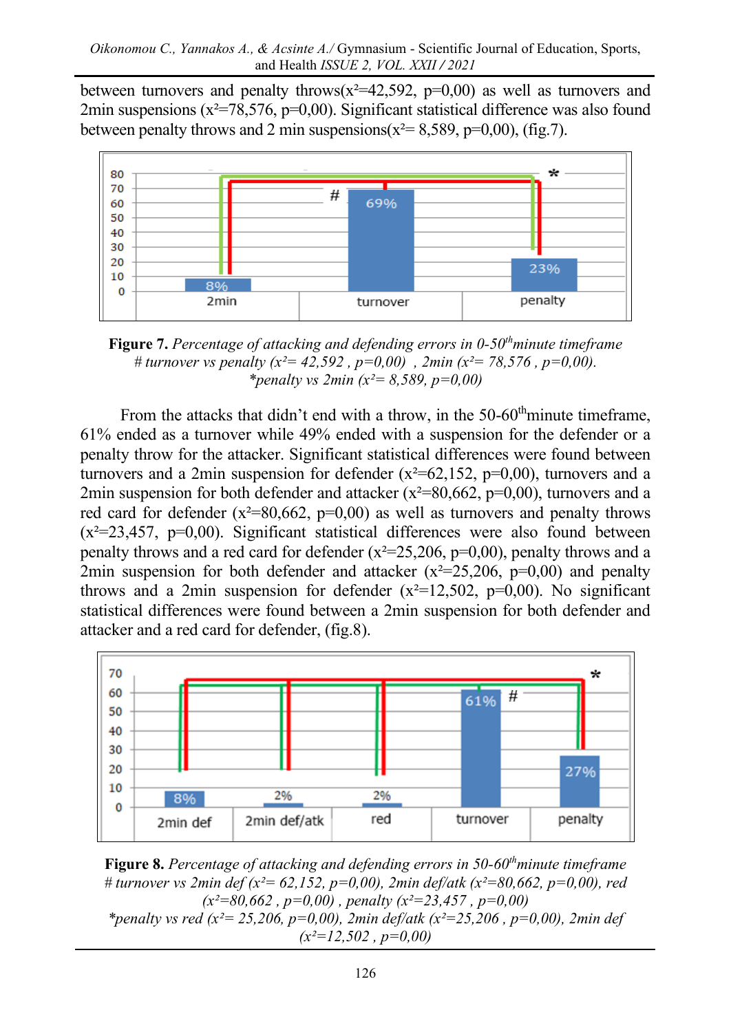between turnovers and penalty throws($x^2$=42,592, p=0,00) as well as turnovers and 2min suspensions ($x^2$=78,576, p=0,00). Significant statistical difference was also found between penalty throws and 2 min suspensions($x^2$= 8,589, p=0,00), (fig.7).

**Figure 7.** *Percentage of attacking and defending errors in 0-50th minute timeframe*
*# turnover vs penalty ($x^2$= 42,592 , p=0,00) , 2min ($x^2$= 78,576 , p=0,00).*
*\*penalty vs 2min ($x^2$= 8,589, p=0,00)*

From the attacks that didn't end with a throw, in the 50-60th minute timeframe, 61% ended as a turnover while 49% ended with a suspension for the defender or a penalty throw for the attacker. Significant statistical differences were found between turnovers and a 2min suspension for defender ($x^2$=62,152, p=0,00), turnovers and a 2min suspension for both defender and attacker ($x^2$=80,662, p=0,00), turnovers and a red card for defender ($x^2$=80,662, p=0,00) as well as turnovers and penalty throws ($x^2$=23,457, p=0,00). Significant statistical differences were also found between penalty throws and a red card for defender ($x^2$=25,206, p=0,00), penalty throws and a 2min suspension for both defender and attacker ($x^2$=25,206, p=0,00) and penalty throws and a 2min suspension for defender ($x^2$=12,502, p=0,00). No significant statistical differences were found between a 2min suspension for both defender and attacker and a red card for defender, (fig.8).

**Figure 8.** *Percentage of attacking and defending errors in 50-60th minute timeframe*
*# turnover vs 2min def ($x^2$= 62,152, p=0,00), 2min def/atk ($x^2$=80,662, p=0,00), red ($x^2$=80,662 , p=0,00) , penalty ($x^2$=23,457 , p=0,00)*
*\*penalty vs red ($x^2$= 25,206, p=0,00), 2min def/atk ($x^2$=25,206 , p=0,00), 2min def ($x^2$=12,502 , p=0,00)*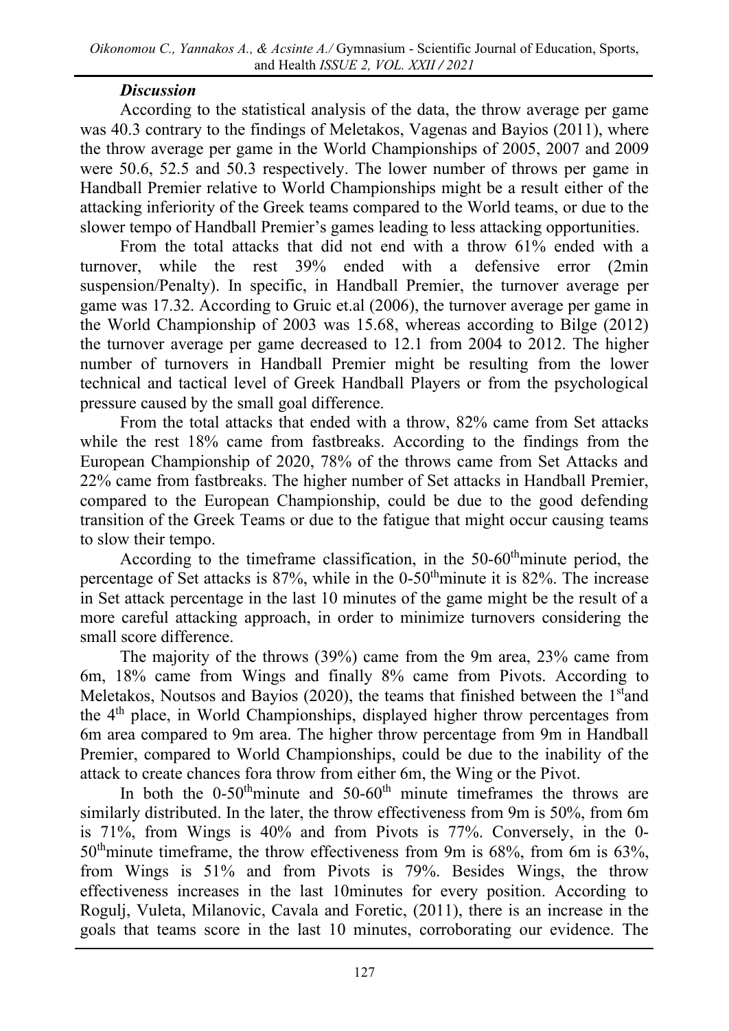***Discussion***

According to the statistical analysis of the data, the throw average per game was 40.3 contrary to the findings of Meletakos, Vagenas and Bayios (2011), where the throw average per game in the World Championships of 2005, 2007 and 2009 were 50.6, 52.5 and 50.3 respectively. The lower number of throws per game in Handball Premier relative to World Championships might be a result either of the attacking inferiority of the Greek teams compared to the World teams, or due to the slower tempo of Handball Premier's games leading to less attacking opportunities.

From the total attacks that did not end with a throw 61% ended with a turnover, while the rest 39% ended with a defensive error (2min suspension/Penalty). In specific, in Handball Premier, the turnover average per game was 17.32. According to Gruic et.al (2006), the turnover average per game in the World Championship of 2003 was 15.68, whereas according to Bilge (2012) the turnover average per game decreased to 12.1 from 2004 to 2012. The higher number of turnovers in Handball Premier might be resulting from the lower technical and tactical level of Greek Handball Players or from the psychological pressure caused by the small goal difference.

From the total attacks that ended with a throw, 82% came from Set attacks while the rest 18% came from fastbreaks. According to the findings from the European Championship of 2020, 78% of the throws came from Set Attacks and 22% came from fastbreaks. The higher number of Set attacks in Handball Premier, compared to the European Championship, could be due to the good defending transition of the Greek Teams or due to the fatigue that might occur causing teams to slow their tempo.

According to the timeframe classification, in the 50-60$^{th}$minute period, the percentage of Set attacks is 87%, while in the 0-50$^{th}$minute it is 82%. The increase in Set attack percentage in the last 10 minutes of the game might be the result of a more careful attacking approach, in order to minimize turnovers considering the small score difference.

The majority of the throws (39%) came from the 9m area, 23% came from 6m, 18% came from Wings and finally 8% came from Pivots. According to Meletakos, Noutsos and Bayios (2020), the teams that finished between the 1$^{st}$and the 4$^{th}$ place, in World Championships, displayed higher throw percentages from 6m area compared to 9m area. The higher throw percentage from 9m in Handball Premier, compared to World Championships, could be due to the inability of the attack to create chances fora throw from either 6m, the Wing or the Pivot.

In both the 0-50$^{th}$minute and 50-60$^{th}$ minute timeframes the throws are similarly distributed. In the later, the throw effectiveness from 9m is 50%, from 6m is 71%, from Wings is 40% and from Pivots is 77%. Conversely, in the 0-50$^{th}$minute timeframe, the throw effectiveness from 9m is 68%, from 6m is 63%, from Wings is 51% and from Pivots is 79%. Besides Wings, the throw effectiveness increases in the last 10minutes for every position. According to Rogulj, Vuleta, Milanovic, Cavala and Foretic, (2011), there is an increase in the goals that teams score in the last 10 minutes, corroborating our evidence. The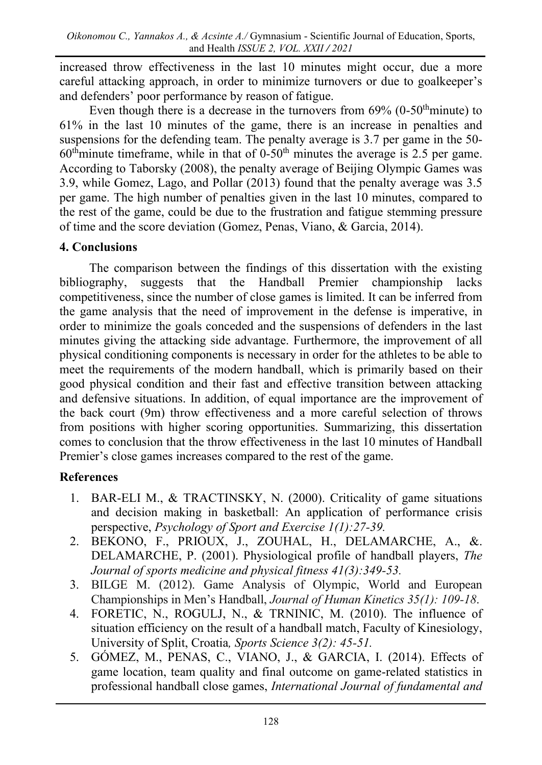increased throw effectiveness in the last 10 minutes might occur, due a more careful attacking approach, in order to minimize turnovers or due to goalkeeper's and defenders' poor performance by reason of fatigue.

Even though there is a decrease in the turnovers from 69% (0-50$^{th}$minute) to 61% in the last 10 minutes of the game, there is an increase in penalties and suspensions for the defending team. The penalty average is 3.7 per game in the 50-60$^{th}$minute timeframe, while in that of 0-50$^{th}$ minutes the average is 2.5 per game. According to Taborsky (2008), the penalty average of Beijing Olympic Games was 3.9, while Gomez, Lago, and Pollar (2013) found that the penalty average was 3.5 per game. The high number of penalties given in the last 10 minutes, compared to the rest of the game, could be due to the frustration and fatigue stemming pressure of time and the score deviation (Gomez, Penas, Viano, & Garcia, 2014).

## 4. Conclusions

The comparison between the findings of this dissertation with the existing bibliography, suggests that the Handball Premier championship lacks competitiveness, since the number of close games is limited. It can be inferred from the game analysis that the need of improvement in the defense is imperative, in order to minimize the goals conceded and the suspensions of defenders in the last minutes giving the attacking side advantage. Furthermore, the improvement of all physical conditioning components is necessary in order for the athletes to be able to meet the requirements of the modern handball, which is primarily based on their good physical condition and their fast and effective transition between attacking and defensive situations. In addition, of equal importance are the improvement of the back court (9m) throw effectiveness and a more careful selection of throws from positions with higher scoring opportunities. Summarizing, this dissertation comes to conclusion that the throw effectiveness in the last 10 minutes of Handball Premier's close games increases compared to the rest of the game.

## References

1. BAR-ELI M., & TRACTINSKY, N. (2000). Criticality of game situations and decision making in basketball: An application of performance crisis perspective, *Psychology of Sport and Exercise 1(1):27-39.*
2. BEKONO, F., PRIOUX, J., ZOUHAL, H., DELAMARCHE, A., &. DELAMARCHE, P. (2001). Physiological profile of handball players, *The Journal of sports medicine and physical fitness 41(3):349-53.*
3. BILGE M. (2012). Game Analysis of Olympic, World and European Championships in Men's Handball, *Journal of Human Kinetics 35(1): 109-18*.
4. FORETIC, N., ROGULJ, N., & TRNINIC, M. (2010). The influence of situation efficiency on the result of a handball match, Faculty of Kinesiology, University of Split, Croatia*, Sports Science 3(2): 45-51.*
5. GÓMEZ, M., PENAS, C., VIANO, J., & GARCIA, I. (2014). Effects of game location, team quality and final outcome on game-related statistics in professional handball close games, *International Journal of fundamental and*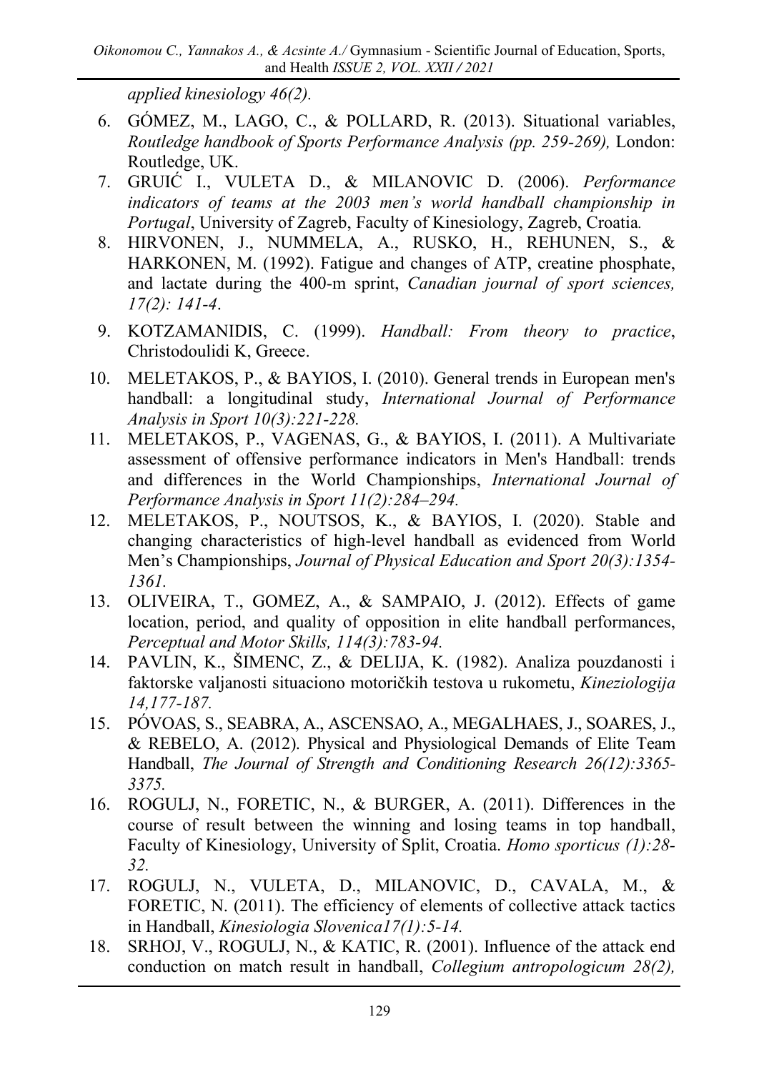*applied kinesiology 46(2).*

6. GÓMEZ, M., LAGO, C., & POLLARD, R. (2013). Situational variables, *Routledge handbook of Sports Performance Analysis (pp. 259-269),* London: Routledge, UK.
7. GRUIĆ I., VULETA D., & MILANOVIC D. (2006). *Performance indicators of teams at the 2003 men's world handball championship in Portugal*, University of Zagreb, Faculty of Kinesiology, Zagreb, Croatia*.*
8. HIRVONEN, J., NUMMELA, A., RUSKO, H., REHUNEN, S., & HARKONEN, M. (1992). Fatigue and changes of ATP, creatine phosphate, and lactate during the 400-m sprint, *Canadian journal of sport sciences, 17(2): 141-4*.
9. KOTZAMANIDIS, C. (1999). *Handball: From theory to practice*, Christodoulidi K, Greece.
10. MELETAKOS, P., & BAYIOS, I. (2010). General trends in European men's handball: a longitudinal study, *International Journal of Performance Analysis in Sport 10(3):221-228.*
11. MELETAKOS, P., VAGENAS, G., & BAYIOS, I. (2011). A Multivariate assessment of offensive performance indicators in Men's Handball: trends and differences in the World Championships, *International Journal of Performance Analysis in Sport 11(2):284–294.*
12. MELETAKOS, P., NOUTSOS, K., & BAYIOS, I. (2020). Stable and changing characteristics of high-level handball as evidenced from World Men's Championships, *Journal of Physical Education and Sport 20(3):1354-1361.*
13. OLIVEIRA, T., GOMEZ, A., & SAMPAIO, J. (2012). Effects of game location, period, and quality of opposition in elite handball performances, *Perceptual and Motor Skills, 114(3):783-94.*
14. PAVLIN, K., ŠIMENC, Z., & DELIJA, K. (1982). Analiza pouzdanosti i faktorske valjanosti situaciono motoričkih testova u rukometu, *Kineziologija 14,177-187.*
15. PÓVOAS, S., SEABRA, A., ASCENSAO, A., MEGALHAES, J., SOARES, J., & REBELO, A. (2012). Physical and Physiological Demands of Elite Team Handball, *The Journal of Strength and Conditioning Research 26(12):3365-3375.*
16. ROGULJ, N., FORETIC, N., & BURGER, A. (2011). Differences in the course of result between the winning and losing teams in top handball, Faculty of Kinesiology, University of Split, Croatia. *Homo sporticus (1):28-32.*
17. ROGULJ, N., VULETA, D., MILANOVIC, D., CAVALA, M., & FORETIC, N. (2011). The efficiency of elements of collective attack tactics in Handball, *Kinesiologia Slovenica17(1):5-14.*
18. SRHOJ, V., ROGULJ, N., & KATIC, R. (2001). Influence of the attack end conduction on match result in handball, *Collegium antropologicum 28(2),*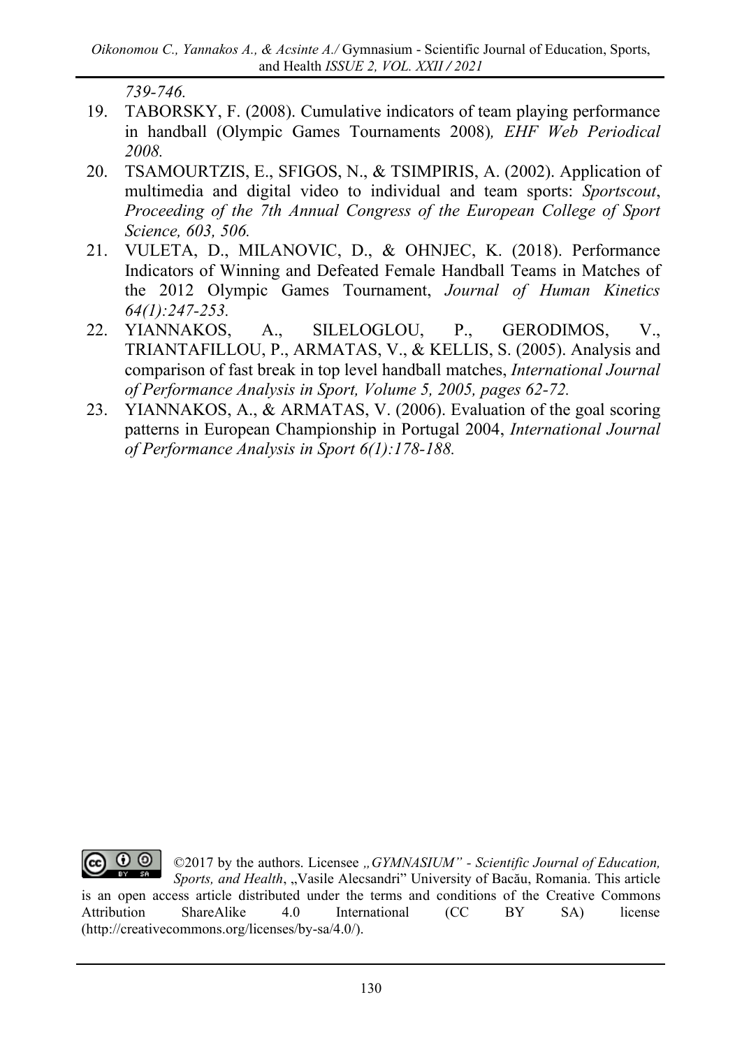*739-746.*

19. TABORSKY, F. (2008). Cumulative indicators of team playing performance in handball (Olympic Games Tournaments 2008)*, EHF Web Periodical 2008.*
20. TSAMOURTZIS, E., SFIGOS, N., & TSIMPIRIS, A. (2002). Application of multimedia and digital video to individual and team sports: *Sportscout*, *Proceeding of the 7th Annual Congress of the European College of Sport Science, 603, 506.*
21. VULETA, D., MILANOVIC, D., & OHNJEC, K. (2018). Performance Indicators of Winning and Defeated Female Handball Teams in Matches of the 2012 Olympic Games Tournament, *Journal of Human Kinetics 64(1):247-253.*
22. YIANNAKOS, A., SILELOGLOU, P., GERODIMOS, V., TRIANTAFILLOU, P., ARMATAS, V., & KELLIS, S. (2005). Analysis and comparison of fast break in top level handball matches, *International Journal of Performance Analysis in Sport, Volume 5, 2005, pages 62-72.*
23. YIANNAKOS, A., & ARMATAS, V. (2006). Evaluation of the goal scoring patterns in European Championship in Portugal 2004, *International Journal of Performance Analysis in Sport 6(1):178-188.*

©2017 by the authors. Licensee *„GYMNASIUM" - Scientific Journal of Education, Sports, and Health*, „Vasile Alecsandri" University of Bacău, Romania. This article is an open access article distributed under the terms and conditions of the Creative Commons Attribution ShareAlike 4.0 International (CC BY SA) license (http://creativecommons.org/licenses/by-sa/4.0/).